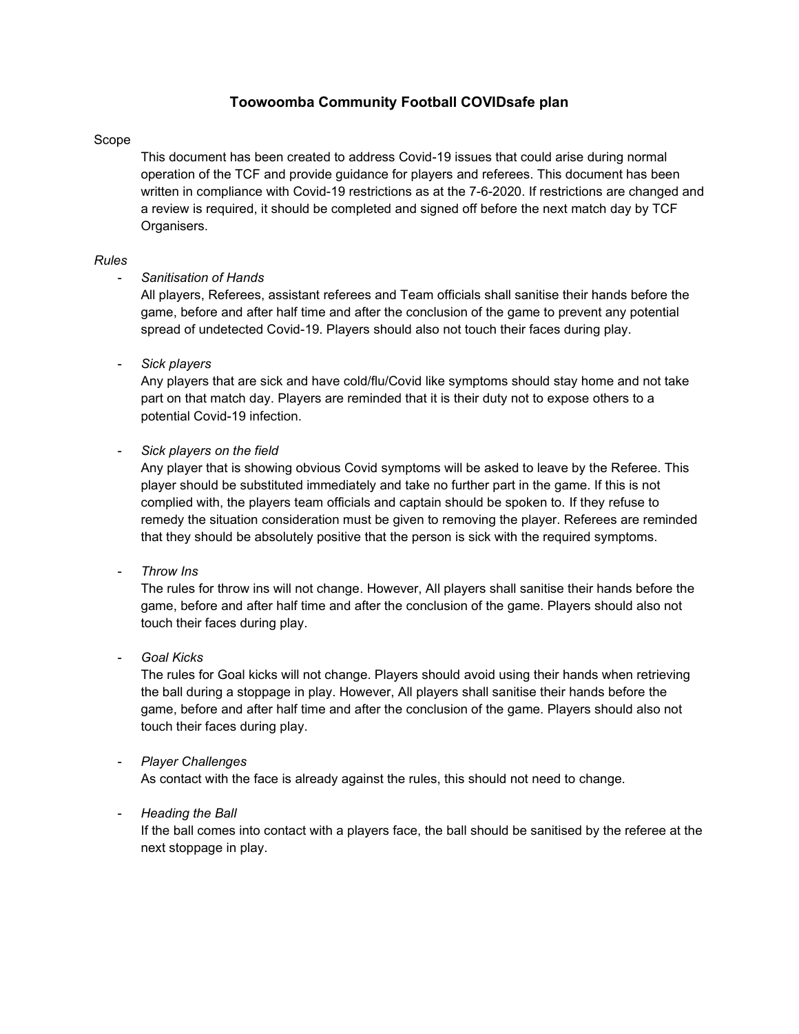# Toowoomba Community Football COVIDsafe plan

Scope

This document has been created to address Covid-19 issues that could arise during normal operation of the TCF and provide guidance for players and referees. This document has been written in compliance with Covid-19 restrictions as at the 7-6-2020. If restrictions are changed and a review is required, it should be completed and signed off before the next match day by TCF Organisers.

*Rules*

- *Sanitisation of Hands*

  All players, Referees, assistant referees and Team officials shall sanitise their hands before the game, before and after half time and after the conclusion of the game to prevent any potential spread of undetected Covid-19. Players should also not touch their faces during play.

- *Sick players*

  Any players that are sick and have cold/flu/Covid like symptoms should stay home and not take part on that match day. Players are reminded that it is their duty not to expose others to a potential Covid-19 infection.

- *Sick players on the field*

  Any player that is showing obvious Covid symptoms will be asked to leave by the Referee. This player should be substituted immediately and take no further part in the game. If this is not complied with, the players team officials and captain should be spoken to. If they refuse to remedy the situation consideration must be given to removing the player. Referees are reminded that they should be absolutely positive that the person is sick with the required symptoms.

- *Throw Ins*

  The rules for throw ins will not change. However, All players shall sanitise their hands before the game, before and after half time and after the conclusion of the game. Players should also not touch their faces during play.

- *Goal Kicks*

  The rules for Goal kicks will not change. Players should avoid using their hands when retrieving the ball during a stoppage in play. However, All players shall sanitise their hands before the game, before and after half time and after the conclusion of the game. Players should also not touch their faces during play.

- *Player Challenges*

  As contact with the face is already against the rules, this should not need to change.

- *Heading the Ball*

  If the ball comes into contact with a players face, the ball should be sanitised by the referee at the next stoppage in play.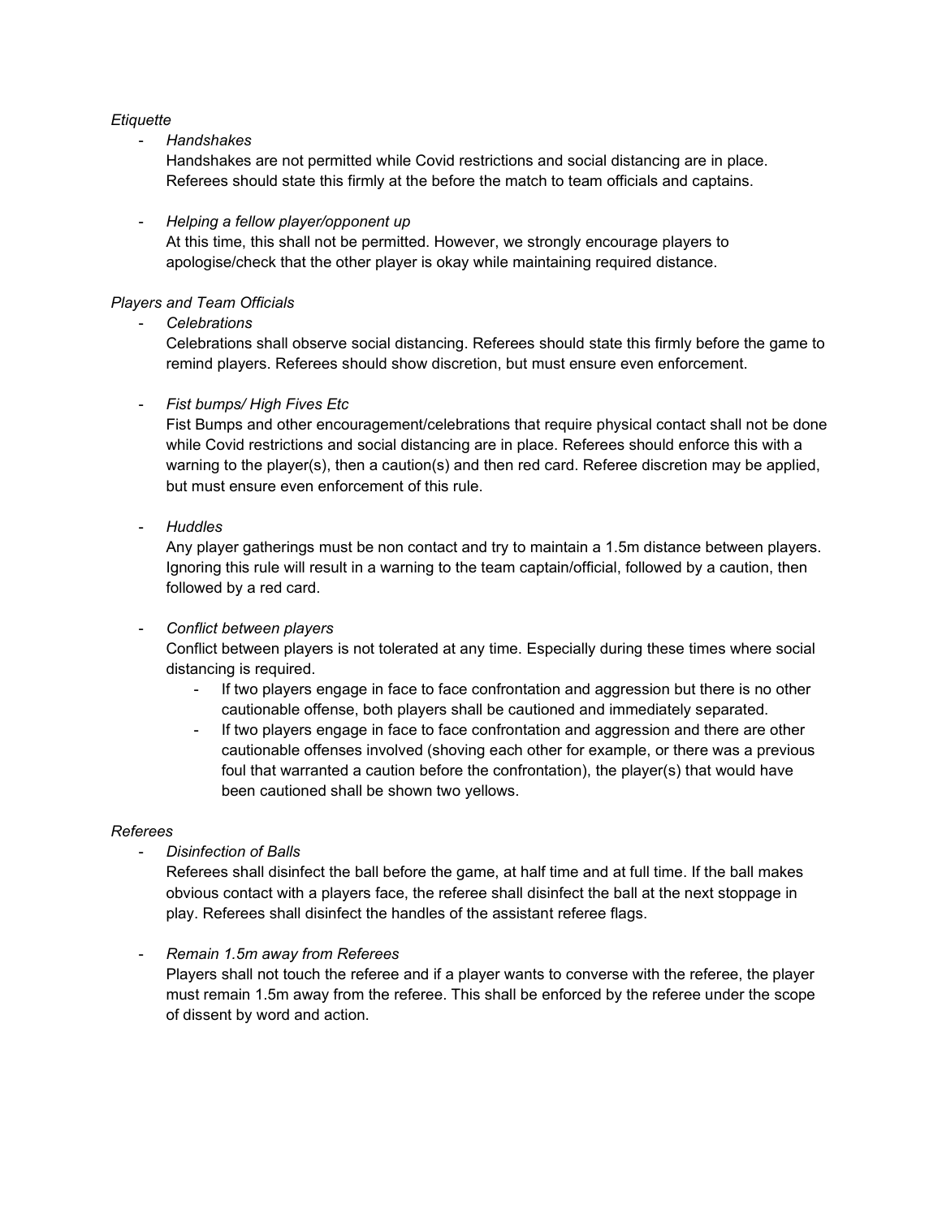*Etiquette*

- *Handshakes*

  Handshakes are not permitted while Covid restrictions and social distancing are in place. Referees should state this firmly at the before the match to team officials and captains.

- *Helping a fellow player/opponent up*

  At this time, this shall not be permitted. However, we strongly encourage players to apologise/check that the other player is okay while maintaining required distance.

*Players and Team Officials*

- *Celebrations*

  Celebrations shall observe social distancing. Referees should state this firmly before the game to remind players. Referees should show discretion, but must ensure even enforcement.

- *Fist bumps/ High Fives Etc*

  Fist Bumps and other encouragement/celebrations that require physical contact shall not be done while Covid restrictions and social distancing are in place. Referees should enforce this with a warning to the player(s), then a caution(s) and then red card. Referee discretion may be applied, but must ensure even enforcement of this rule.

- *Huddles*

  Any player gatherings must be non contact and try to maintain a 1.5m distance between players. Ignoring this rule will result in a warning to the team captain/official, followed by a caution, then followed by a red card.

- *Conflict between players*

  Conflict between players is not tolerated at any time. Especially during these times where social distancing is required.

  - If two players engage in face to face confrontation and aggression but there is no other cautionable offense, both players shall be cautioned and immediately separated.
  - If two players engage in face to face confrontation and aggression and there are other cautionable offenses involved (shoving each other for example, or there was a previous foul that warranted a caution before the confrontation), the player(s) that would have been cautioned shall be shown two yellows.

*Referees*

- *Disinfection of Balls*

  Referees shall disinfect the ball before the game, at half time and at full time. If the ball makes obvious contact with a players face, the referee shall disinfect the ball at the next stoppage in play. Referees shall disinfect the handles of the assistant referee flags.

- *Remain 1.5m away from Referees*

  Players shall not touch the referee and if a player wants to converse with the referee, the player must remain 1.5m away from the referee. This shall be enforced by the referee under the scope of dissent by word and action.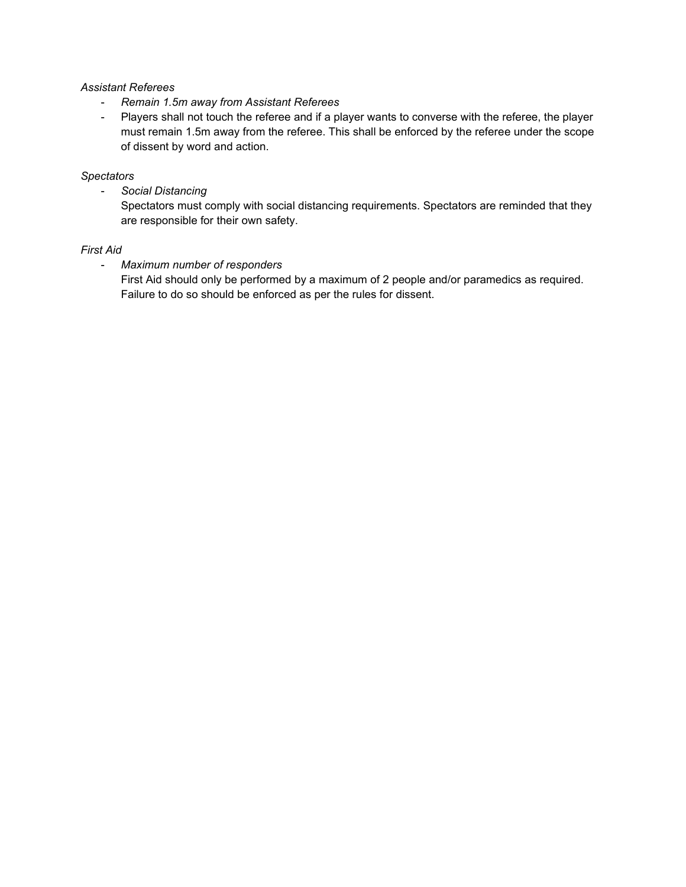*Assistant Referees*

- *Remain 1.5m away from Assistant Referees*
- Players shall not touch the referee and if a player wants to converse with the referee, the player must remain 1.5m away from the referee. This shall be enforced by the referee under the scope of dissent by word and action.

*Spectators*

- *Social Distancing*
  Spectators must comply with social distancing requirements. Spectators are reminded that they are responsible for their own safety.

*First Aid*

- *Maximum number of responders*
  First Aid should only be performed by a maximum of 2 people and/or paramedics as required. Failure to do so should be enforced as per the rules for dissent.